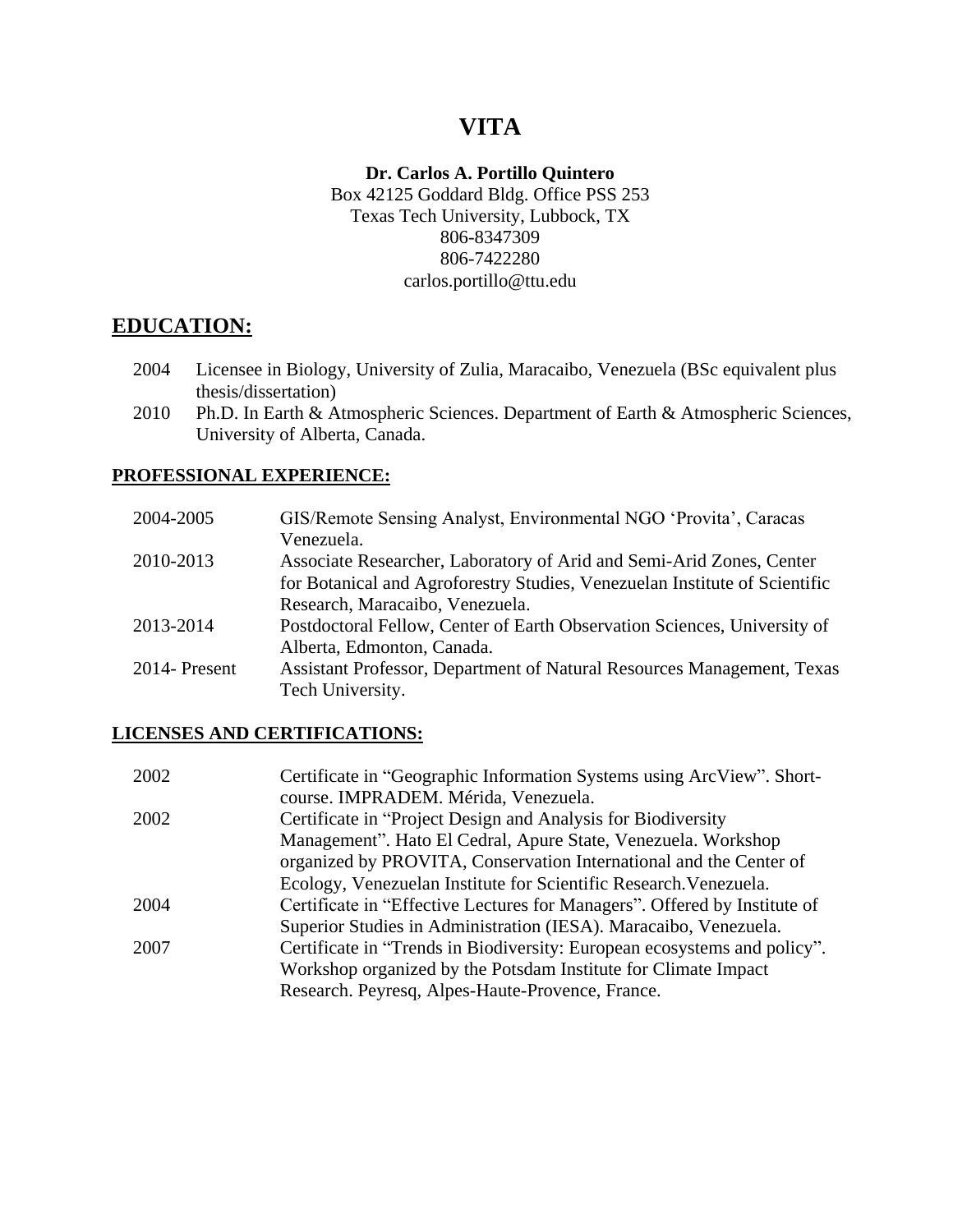# VITA

**Dr. Carlos A. Portillo Quintero**
Box 42125 Goddard Bldg. Office PSS 253
Texas Tech University, Lubbock, TX
806-8347309
806-7422280
carlos.portillo@ttu.edu

## EDUCATION:

| | |
|---|---|
| 2004 | Licensee in Biology, University of Zulia, Maracaibo, Venezuela (BSc equivalent plus thesis/dissertation) |
| 2010 | Ph.D. In Earth & Atmospheric Sciences. Department of Earth & Atmospheric Sciences, University of Alberta, Canada. |

### PROFESSIONAL EXPERIENCE:

| | |
|---|---|
| 2004-2005 | GIS/Remote Sensing Analyst, Environmental NGO 'Provita', Caracas Venezuela. |
| 2010-2013 | Associate Researcher, Laboratory of Arid and Semi-Arid Zones, Center for Botanical and Agroforestry Studies, Venezuelan Institute of Scientific Research, Maracaibo, Venezuela. |
| 2013-2014 | Postdoctoral Fellow, Center of Earth Observation Sciences, University of Alberta, Edmonton, Canada. |
| 2014- Present | Assistant Professor, Department of Natural Resources Management, Texas Tech University. |

### LICENSES AND CERTIFICATIONS:

| | |
|---|---|
| 2002 | Certificate in "Geographic Information Systems using ArcView". Short-course. IMPRADEM. Mérida, Venezuela. |
| 2002 | Certificate in "Project Design and Analysis for Biodiversity Management". Hato El Cedral, Apure State, Venezuela. Workshop organized by PROVITA, Conservation International and the Center of Ecology, Venezuelan Institute for Scientific Research.Venezuela. |
| 2004 | Certificate in "Effective Lectures for Managers". Offered by Institute of Superior Studies in Administration (IESA). Maracaibo, Venezuela. |
| 2007 | Certificate in "Trends in Biodiversity: European ecosystems and policy". Workshop organized by the Potsdam Institute for Climate Impact Research. Peyresq, Alpes-Haute-Provence, France. |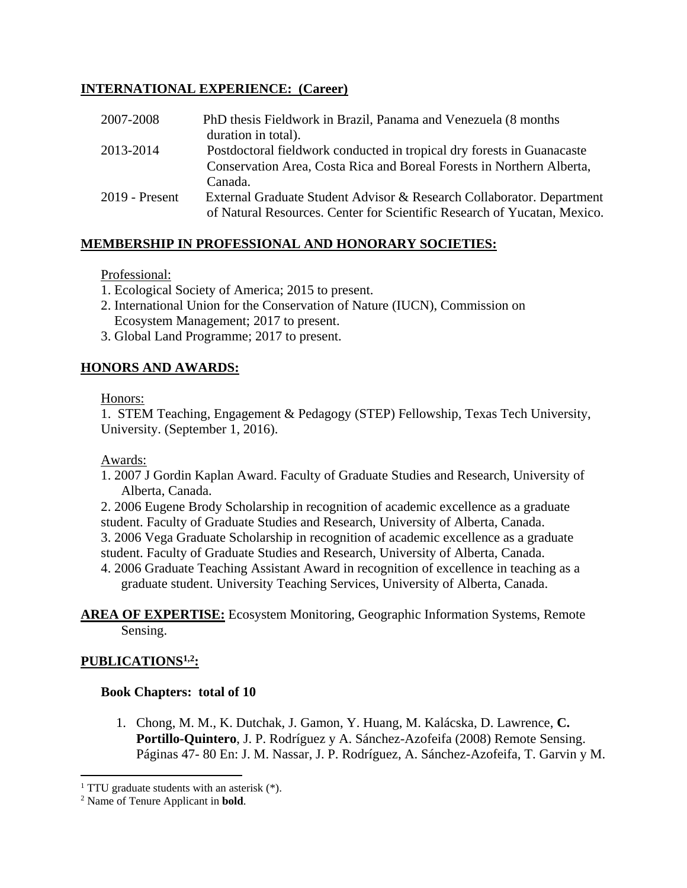## INTERNATIONAL EXPERIENCE: (Career)

| | |
|---|---|
| 2007-2008 | PhD thesis Fieldwork in Brazil, Panama and Venezuela (8 months duration in total). |
| 2013-2014 | Postdoctoral fieldwork conducted in tropical dry forests in Guanacaste Conservation Area, Costa Rica and Boreal Forests in Northern Alberta, Canada. |
| 2019 - Present | External Graduate Student Advisor & Research Collaborator. Department of Natural Resources. Center for Scientific Research of Yucatan, Mexico. |

## MEMBERSHIP IN PROFESSIONAL AND HONORARY SOCIETIES:

Professional:

1. Ecological Society of America; 2015 to present.
2. International Union for the Conservation of Nature (IUCN), Commission on Ecosystem Management; 2017 to present.
3. Global Land Programme; 2017 to present.

## HONORS AND AWARDS:

Honors:

1. STEM Teaching, Engagement & Pedagogy (STEP) Fellowship, Texas Tech University, University. (September 1, 2016).

Awards:

1. 2007 J Gordin Kaplan Award. Faculty of Graduate Studies and Research, University of Alberta, Canada.
2. 2006 Eugene Brody Scholarship in recognition of academic excellence as a graduate student. Faculty of Graduate Studies and Research, University of Alberta, Canada.
3. 2006 Vega Graduate Scholarship in recognition of academic excellence as a graduate student. Faculty of Graduate Studies and Research, University of Alberta, Canada.
4. 2006 Graduate Teaching Assistant Award in recognition of excellence in teaching as a graduate student. University Teaching Services, University of Alberta, Canada.

**AREA OF EXPERTISE:** Ecosystem Monitoring, Geographic Information Systems, Remote Sensing.

## PUBLICATIONS[1,2]:

### Book Chapters: total of 10

1. Chong, M. M., K. Dutchak, J. Gamon, Y. Huang, M. Kalácska, D. Lawrence, **C. Portillo-Quintero**, J. P. Rodríguez y A. Sánchez-Azofeifa (2008) Remote Sensing. Páginas 47- 80 En: J. M. Nassar, J. P. Rodríguez, A. Sánchez-Azofeifa, T. Garvin y M.

---

[1] TTU graduate students with an asterisk (*).

[2] Name of Tenure Applicant in **bold**.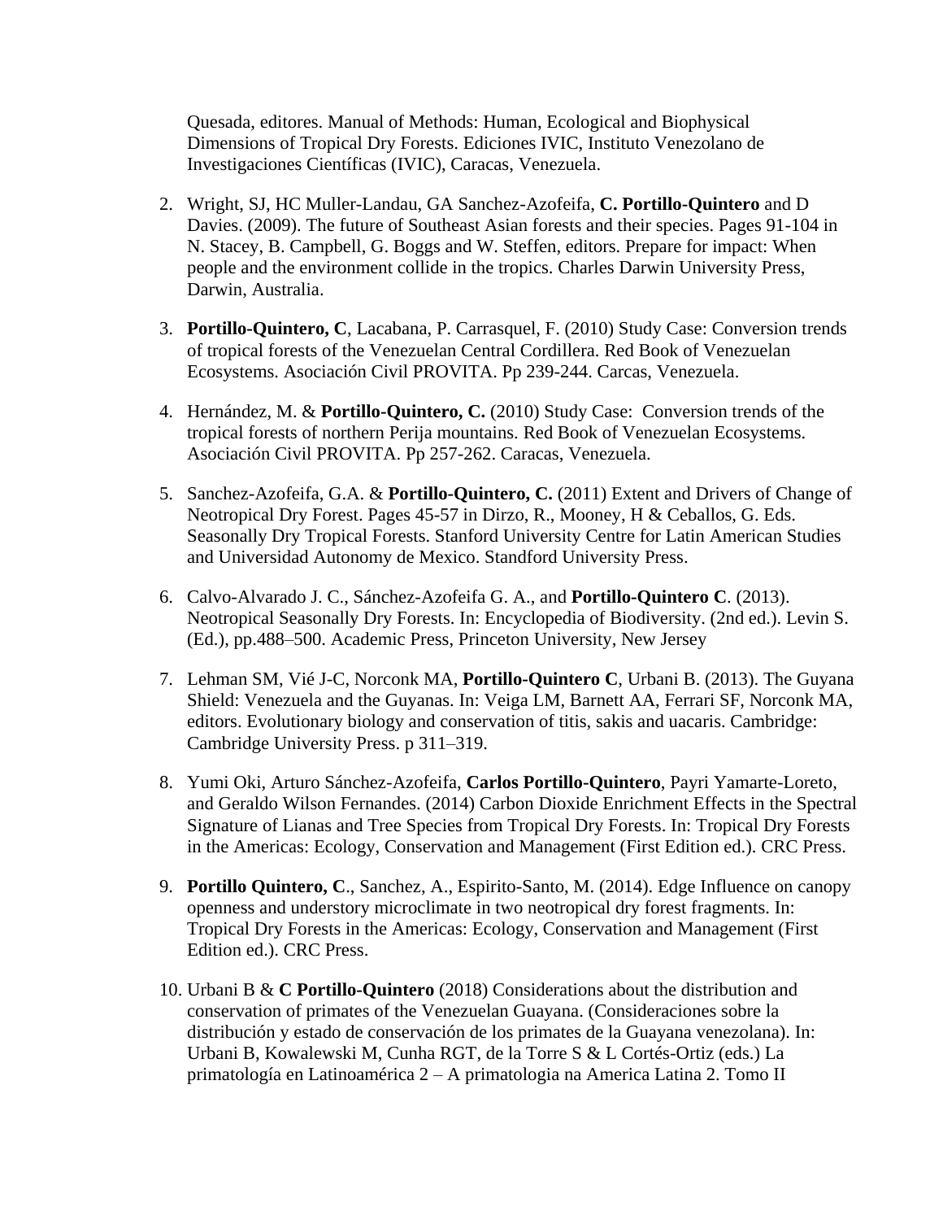Quesada, editores. Manual of Methods: Human, Ecological and Biophysical Dimensions of Tropical Dry Forests. Ediciones IVIC, Instituto Venezolano de Investigaciones Científicas (IVIC), Caracas, Venezuela.

2. Wright, SJ, HC Muller-Landau, GA Sanchez-Azofeifa, **C. Portillo-Quintero** and D Davies. (2009). The future of Southeast Asian forests and their species. Pages 91-104 in N. Stacey, B. Campbell, G. Boggs and W. Steffen, editors. Prepare for impact: When people and the environment collide in the tropics. Charles Darwin University Press, Darwin, Australia.

3. **Portillo-Quintero, C**, Lacabana, P. Carrasquel, F. (2010) Study Case: Conversion trends of tropical forests of the Venezuelan Central Cordillera. Red Book of Venezuelan Ecosystems. Asociación Civil PROVITA. Pp 239-244. Carcas, Venezuela.

4. Hernández, M. & **Portillo-Quintero, C.** (2010) Study Case: Conversion trends of the tropical forests of northern Perija mountains. Red Book of Venezuelan Ecosystems. Asociación Civil PROVITA. Pp 257-262. Caracas, Venezuela.

5. Sanchez-Azofeifa, G.A. & **Portillo-Quintero, C.** (2011) Extent and Drivers of Change of Neotropical Dry Forest. Pages 45-57 in Dirzo, R., Mooney, H & Ceballos, G. Eds. Seasonally Dry Tropical Forests. Stanford University Centre for Latin American Studies and Universidad Autonomy de Mexico. Standford University Press.

6. Calvo-Alvarado J. C., Sánchez-Azofeifa G. A., and **Portillo-Quintero C**. (2013). Neotropical Seasonally Dry Forests. In: Encyclopedia of Biodiversity. (2nd ed.). Levin S. (Ed.), pp.488–500. Academic Press, Princeton University, New Jersey

7. Lehman SM, Vié J-C, Norconk MA, **Portillo-Quintero C**, Urbani B. (2013). The Guyana Shield: Venezuela and the Guyanas. In: Veiga LM, Barnett AA, Ferrari SF, Norconk MA, editors. Evolutionary biology and conservation of titis, sakis and uacaris. Cambridge: Cambridge University Press. p 311–319.

8. Yumi Oki, Arturo Sánchez-Azofeifa, **Carlos Portillo-Quintero**, Payri Yamarte-Loreto, and Geraldo Wilson Fernandes. (2014) Carbon Dioxide Enrichment Effects in the Spectral Signature of Lianas and Tree Species from Tropical Dry Forests. In: Tropical Dry Forests in the Americas: Ecology, Conservation and Management (First Edition ed.). CRC Press.

9. **Portillo Quintero, C**., Sanchez, A., Espirito-Santo, M. (2014). Edge Influence on canopy openness and understory microclimate in two neotropical dry forest fragments. In: Tropical Dry Forests in the Americas: Ecology, Conservation and Management (First Edition ed.). CRC Press.

10. Urbani B & **C Portillo-Quintero** (2018) Considerations about the distribution and conservation of primates of the Venezuelan Guayana. (Consideraciones sobre la distribución y estado de conservación de los primates de la Guayana venezolana). In: Urbani B, Kowalewski M, Cunha RGT, de la Torre S & L Cortés-Ortiz (eds.) La primatología en Latinoamérica 2 – A primatologia na America Latina 2. Tomo II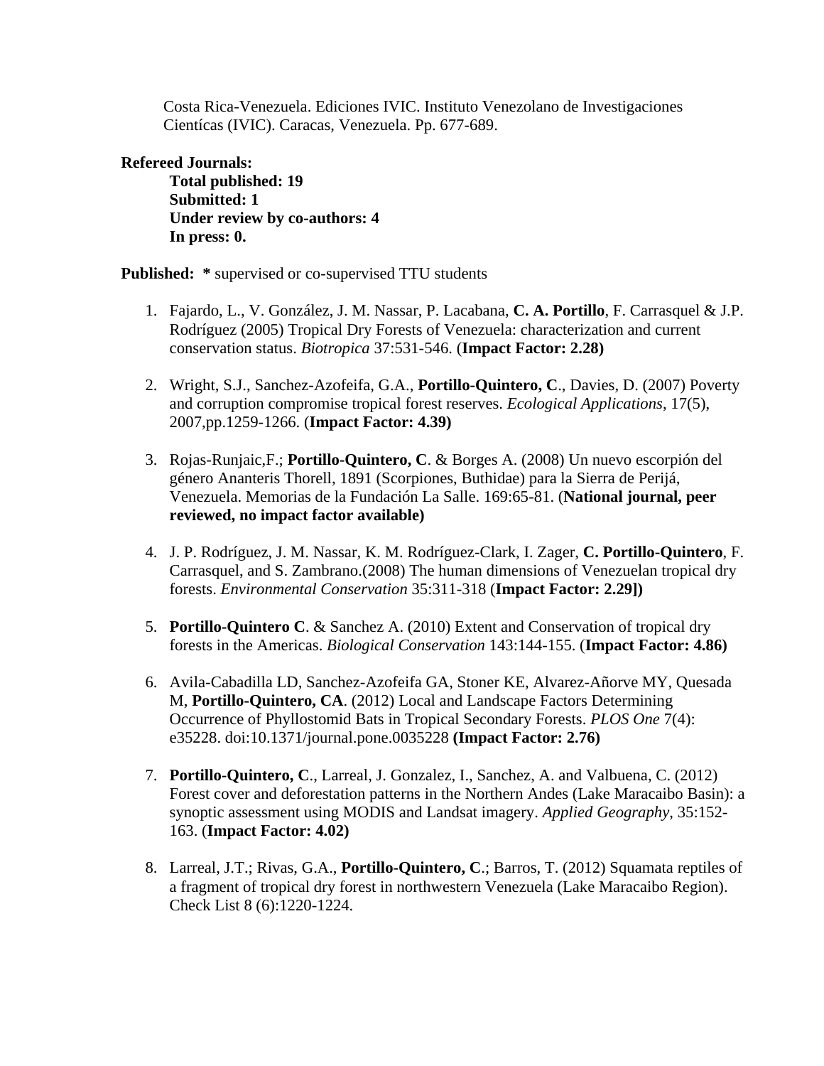Costa Rica-Venezuela. Ediciones IVIC. Instituto Venezolano de Investigaciones Científcas (IVIC). Caracas, Venezuela. Pp. 677-689.

**Refereed Journals:**

**Total published: 19**
**Submitted: 1**
**Under review by co-authors: 4**
**In press: 0.**

**Published:** **\*** supervised or co-supervised TTU students

1. Fajardo, L., V. González, J. M. Nassar, P. Lacabana, **C. A. Portillo**, F. Carrasquel & J.P. Rodríguez (2005) Tropical Dry Forests of Venezuela: characterization and current conservation status. *Biotropica* 37:531-546. (**Impact Factor: 2.28)**

2. Wright, S.J., Sanchez-Azofeifa, G.A., **Portillo-Quintero, C**., Davies, D. (2007) Poverty and corruption compromise tropical forest reserves. *Ecological Applications*, 17(5), 2007,pp.1259-1266. (**Impact Factor: 4.39)**

3. Rojas-Runjaic,F.; **Portillo-Quintero, C**. & Borges A. (2008) Un nuevo escorpión del género Ananteris Thorell, 1891 (Scorpiones, Buthidae) para la Sierra de Perijá, Venezuela. Memorias de la Fundación La Salle. 169:65-81. (**National journal, peer reviewed, no impact factor available)**

4. J. P. Rodríguez, J. M. Nassar, K. M. Rodríguez-Clark, I. Zager, **C. Portillo-Quintero**, F. Carrasquel, and S. Zambrano.(2008) The human dimensions of Venezuelan tropical dry forests. *Environmental Conservation* 35:311-318 (**Impact Factor: 2.29])**

5. **Portillo-Quintero C**. & Sanchez A. (2010) Extent and Conservation of tropical dry forests in the Americas. *Biological Conservation* 143:144-155. (**Impact Factor: 4.86)**

6. Avila-Cabadilla LD, Sanchez-Azofeifa GA, Stoner KE, Alvarez-Añorve MY, Quesada M, **Portillo-Quintero, CA**. (2012) Local and Landscape Factors Determining Occurrence of Phyllostomid Bats in Tropical Secondary Forests. *PLOS One* 7(4): e35228. doi:10.1371/journal.pone.0035228 **(Impact Factor: 2.76)**

7. **Portillo-Quintero, C**., Larreal, J. Gonzalez, I., Sanchez, A. and Valbuena, C. (2012) Forest cover and deforestation patterns in the Northern Andes (Lake Maracaibo Basin): a synoptic assessment using MODIS and Landsat imagery. *Applied Geography*, 35:152-163. (**Impact Factor: 4.02)**

8. Larreal, J.T.; Rivas, G.A., **Portillo-Quintero, C**.; Barros, T. (2012) Squamata reptiles of a fragment of tropical dry forest in northwestern Venezuela (Lake Maracaibo Region). Check List 8 (6):1220-1224.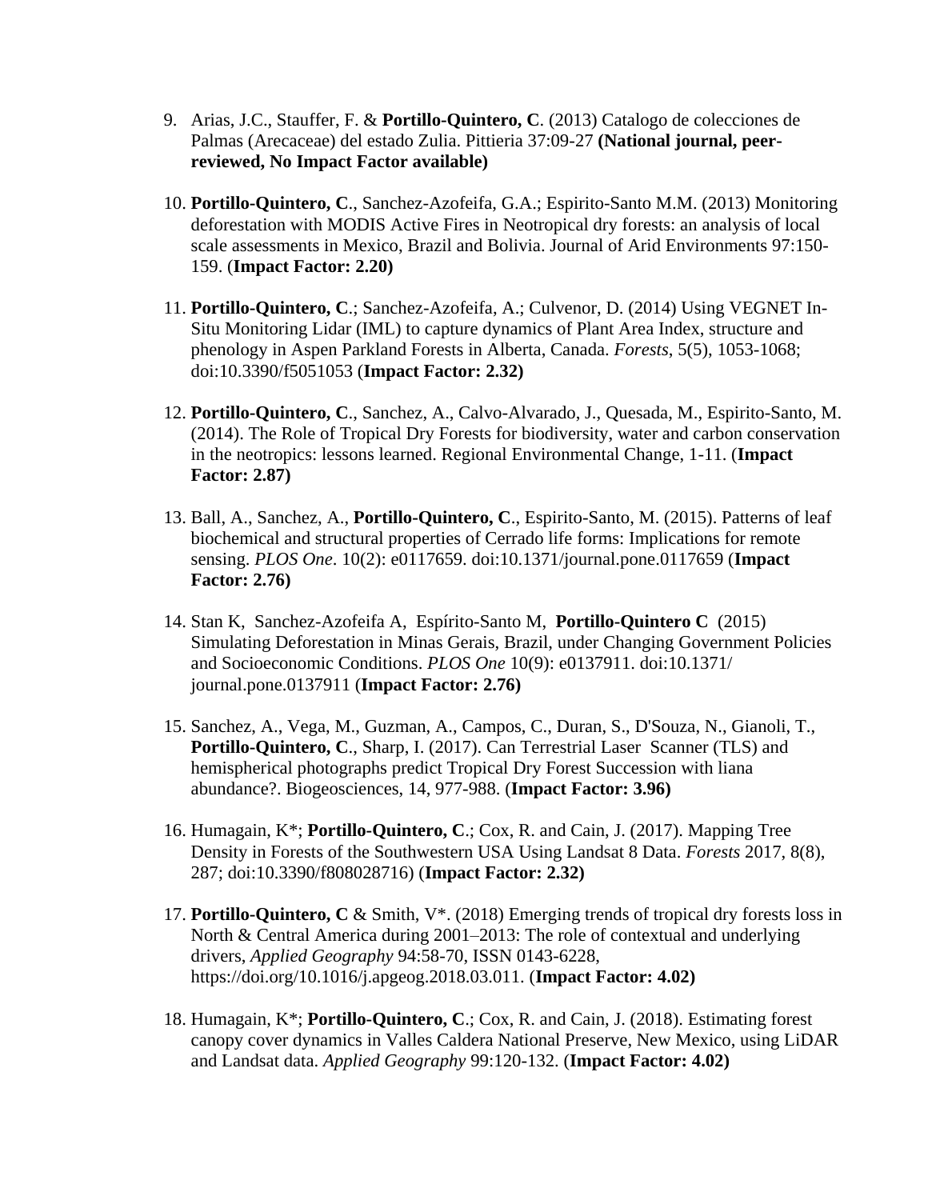9. Arias, J.C., Stauffer, F. & **Portillo-Quintero, C**. (2013) Catalogo de colecciones de Palmas (Arecaceae) del estado Zulia. Pittieria 37:09-27 **(National journal, peer-reviewed, No Impact Factor available)**

10. **Portillo-Quintero, C**., Sanchez-Azofeifa, G.A.; Espirito-Santo M.M. (2013) Monitoring deforestation with MODIS Active Fires in Neotropical dry forests: an analysis of local scale assessments in Mexico, Brazil and Bolivia. Journal of Arid Environments 97:150-159. (**Impact Factor: 2.20)**

11. **Portillo-Quintero, C**.; Sanchez-Azofeifa, A.; Culvenor, D. (2014) Using VEGNET In-Situ Monitoring Lidar (IML) to capture dynamics of Plant Area Index, structure and phenology in Aspen Parkland Forests in Alberta, Canada. *Forests*, 5(5), 1053-1068; doi:10.3390/f5051053 (**Impact Factor: 2.32)**

12. **Portillo-Quintero, C**., Sanchez, A., Calvo-Alvarado, J., Quesada, M., Espirito-Santo, M. (2014). The Role of Tropical Dry Forests for biodiversity, water and carbon conservation in the neotropics: lessons learned. Regional Environmental Change, 1-11. (**Impact Factor: 2.87)**

13. Ball, A., Sanchez, A., **Portillo-Quintero, C**., Espirito-Santo, M. (2015). Patterns of leaf biochemical and structural properties of Cerrado life forms: Implications for remote sensing. *PLOS One*. 10(2): e0117659. doi:10.1371/journal.pone.0117659 (**Impact Factor: 2.76)**

14. Stan K, Sanchez-Azofeifa A, Espírito-Santo M, **Portillo-Quintero C** (2015) Simulating Deforestation in Minas Gerais, Brazil, under Changing Government Policies and Socioeconomic Conditions. *PLOS One* 10(9): e0137911. doi:10.1371/ journal.pone.0137911 (**Impact Factor: 2.76)**

15. Sanchez, A., Vega, M., Guzman, A., Campos, C., Duran, S., D'Souza, N., Gianoli, T., **Portillo-Quintero, C**., Sharp, I. (2017). Can Terrestrial Laser Scanner (TLS) and hemispherical photographs predict Tropical Dry Forest Succession with liana abundance?. Biogeosciences, 14, 977-988. (**Impact Factor: 3.96)**

16. Humagain, K*; **Portillo-Quintero, C**.; Cox, R. and Cain, J. (2017). Mapping Tree Density in Forests of the Southwestern USA Using Landsat 8 Data. *Forests* 2017, 8(8), 287; doi:10.3390/f808028716) (**Impact Factor: 2.32)**

17. **Portillo-Quintero, C** & Smith, V*. (2018) Emerging trends of tropical dry forests loss in North & Central America during 2001–2013: The role of contextual and underlying drivers, *Applied Geography* 94:58-70, ISSN 0143-6228, https://doi.org/10.1016/j.apgeog.2018.03.011. (**Impact Factor: 4.02)**

18. Humagain, K*; **Portillo-Quintero, C**.; Cox, R. and Cain, J. (2018). Estimating forest canopy cover dynamics in Valles Caldera National Preserve, New Mexico, using LiDAR and Landsat data. *Applied Geography* 99:120-132. (**Impact Factor: 4.02)**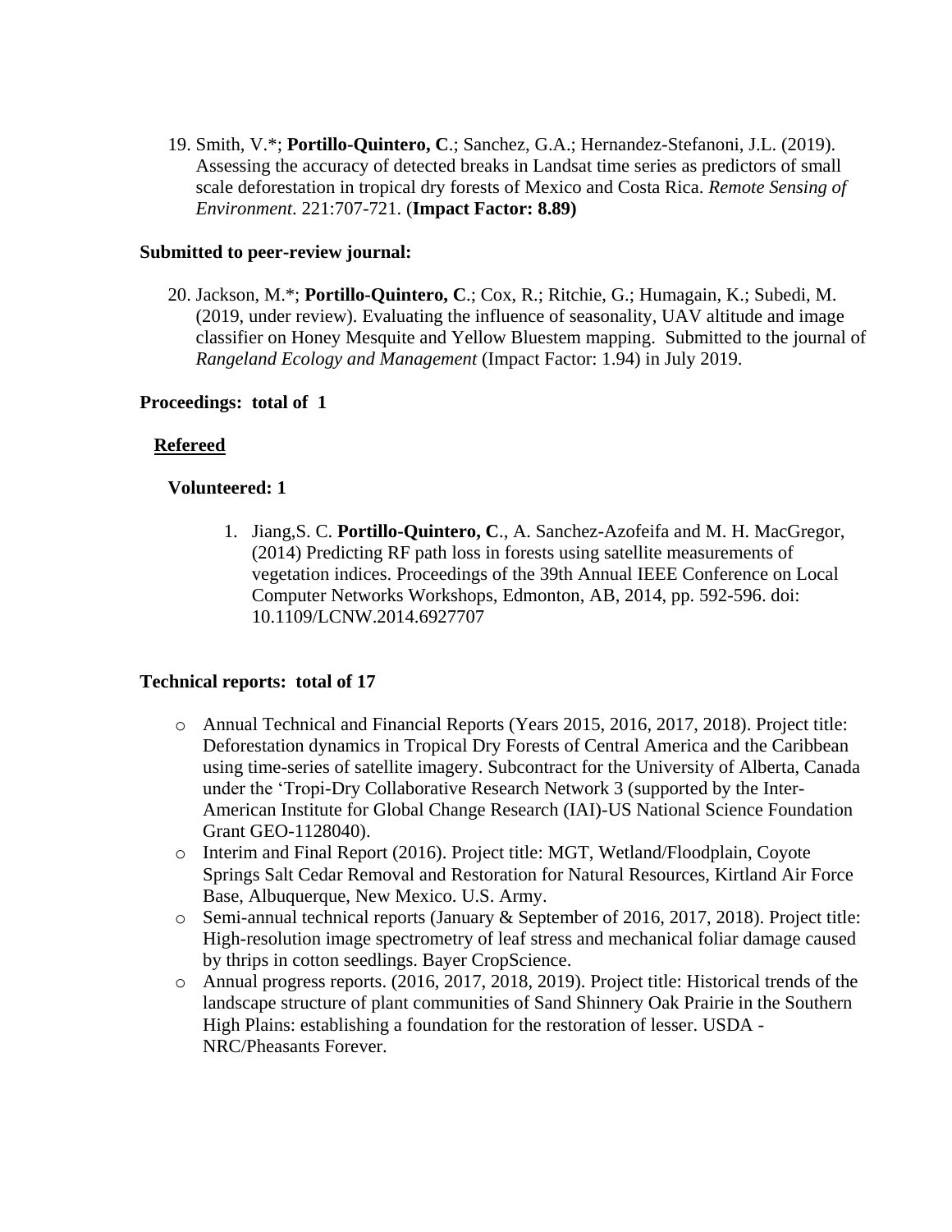19. Smith, V.*; **Portillo-Quintero, C**.; Sanchez, G.A.; Hernandez-Stefanoni, J.L. (2019). Assessing the accuracy of detected breaks in Landsat time series as predictors of small scale deforestation in tropical dry forests of Mexico and Costa Rica. *Remote Sensing of Environment*. 221:707-721. (**Impact Factor: 8.89)**

**Submitted to peer-review journal:**

20. Jackson, M.*; **Portillo-Quintero, C**.; Cox, R.; Ritchie, G.; Humagain, K.; Subedi, M. (2019, under review). Evaluating the influence of seasonality, UAV altitude and image classifier on Honey Mesquite and Yellow Bluestem mapping. Submitted to the journal of *Rangeland Ecology and Management* (Impact Factor: 1.94) in July 2019.

**Proceedings: total of 1**

**<u>Refereed</u>**

**Volunteered: 1**

1. Jiang,S. C. **Portillo-Quintero, C**., A. Sanchez-Azofeifa and M. H. MacGregor, (2014) Predicting RF path loss in forests using satellite measurements of vegetation indices. Proceedings of the 39th Annual IEEE Conference on Local Computer Networks Workshops, Edmonton, AB, 2014, pp. 592-596. doi: 10.1109/LCNW.2014.6927707

**Technical reports: total of 17**

- Annual Technical and Financial Reports (Years 2015, 2016, 2017, 2018). Project title: Deforestation dynamics in Tropical Dry Forests of Central America and the Caribbean using time-series of satellite imagery. Subcontract for the University of Alberta, Canada under the 'Tropi-Dry Collaborative Research Network 3 (supported by the Inter-American Institute for Global Change Research (IAI)-US National Science Foundation Grant GEO-1128040).
- Interim and Final Report (2016). Project title: MGT, Wetland/Floodplain, Coyote Springs Salt Cedar Removal and Restoration for Natural Resources, Kirtland Air Force Base, Albuquerque, New Mexico. U.S. Army.
- Semi-annual technical reports (January & September of 2016, 2017, 2018). Project title: High-resolution image spectrometry of leaf stress and mechanical foliar damage caused by thrips in cotton seedlings. Bayer CropScience.
- Annual progress reports. (2016, 2017, 2018, 2019). Project title: Historical trends of the landscape structure of plant communities of Sand Shinnery Oak Prairie in the Southern High Plains: establishing a foundation for the restoration of lesser. USDA - NRC/Pheasants Forever.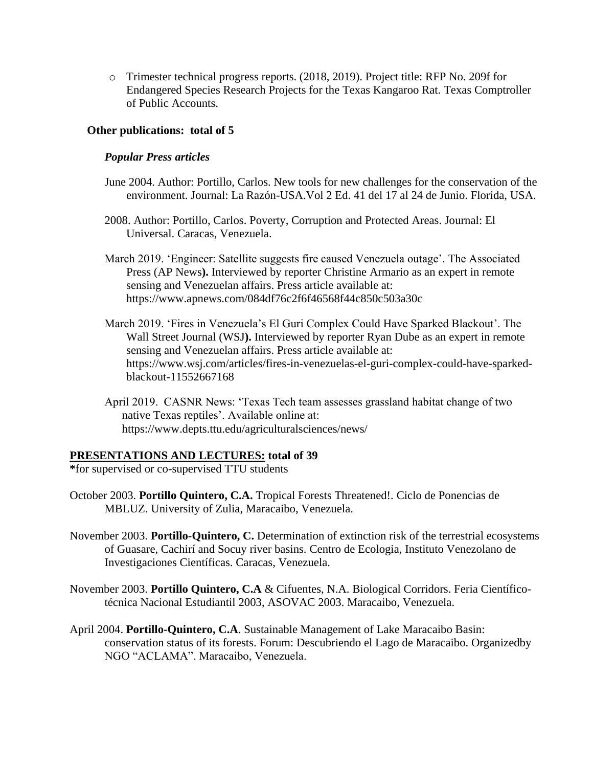- Trimester technical progress reports. (2018, 2019). Project title: RFP No. 209f for Endangered Species Research Projects for the Texas Kangaroo Rat. Texas Comptroller of Public Accounts.

**Other publications: total of 5**

***Popular Press articles***

June 2004. Author: Portillo, Carlos. New tools for new challenges for the conservation of the environment. Journal: La Razón-USA.Vol 2 Ed. 41 del 17 al 24 de Junio. Florida, USA.

2008. Author: Portillo, Carlos. Poverty, Corruption and Protected Areas. Journal: El Universal. Caracas, Venezuela.

March 2019. 'Engineer: Satellite suggests fire caused Venezuela outage'. The Associated Press (AP News**).** Interviewed by reporter Christine Armario as an expert in remote sensing and Venezuelan affairs. Press article available at: https://www.apnews.com/084df76c2f6f46568f44c850c503a30c

March 2019. 'Fires in Venezuela's El Guri Complex Could Have Sparked Blackout'. The Wall Street Journal (WSJ**).** Interviewed by reporter Ryan Dube as an expert in remote sensing and Venezuelan affairs. Press article available at: https://www.wsj.com/articles/fires-in-venezuelas-el-guri-complex-could-have-sparked-blackout-11552667168

April 2019. CASNR News: 'Texas Tech team assesses grassland habitat change of two native Texas reptiles'. Available online at: https://www.depts.ttu.edu/agriculturalsciences/news/

## <u>PRESENTATIONS AND LECTURES:</u> total of 39

**\***for supervised or co-supervised TTU students

October 2003. **Portillo Quintero, C.A.** Tropical Forests Threatened!. Ciclo de Ponencias de MBLUZ. University of Zulia, Maracaibo, Venezuela.

November 2003. **Portillo-Quintero, C.** Determination of extinction risk of the terrestrial ecosystems of Guasare, Cachirí and Socuy river basins. Centro de Ecologia, Instituto Venezolano de Investigaciones Científicas. Caracas, Venezuela.

November 2003. **Portillo Quintero, C.A** & Cifuentes, N.A. Biological Corridors. Feria Científico-técnica Nacional Estudiantil 2003, ASOVAC 2003. Maracaibo, Venezuela.

April 2004. **Portillo-Quintero, C.A**. Sustainable Management of Lake Maracaibo Basin: conservation status of its forests. Forum: Descubriendo el Lago de Maracaibo. Organizedby NGO "ACLAMA". Maracaibo, Venezuela.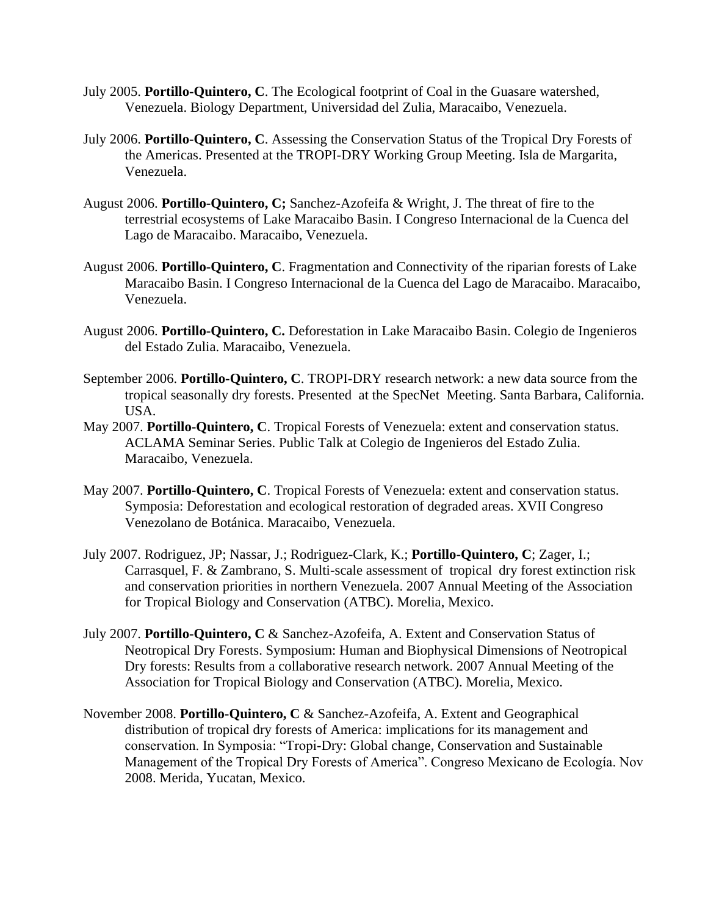July 2005. **Portillo-Quintero, C**. The Ecological footprint of Coal in the Guasare watershed, Venezuela. Biology Department, Universidad del Zulia, Maracaibo, Venezuela.

July 2006. **Portillo-Quintero, C**. Assessing the Conservation Status of the Tropical Dry Forests of the Americas. Presented at the TROPI-DRY Working Group Meeting. Isla de Margarita, Venezuela.

August 2006. **Portillo-Quintero, C;** Sanchez-Azofeifa & Wright, J. The threat of fire to the terrestrial ecosystems of Lake Maracaibo Basin. I Congreso Internacional de la Cuenca del Lago de Maracaibo. Maracaibo, Venezuela.

August 2006. **Portillo-Quintero, C**. Fragmentation and Connectivity of the riparian forests of Lake Maracaibo Basin. I Congreso Internacional de la Cuenca del Lago de Maracaibo. Maracaibo, Venezuela.

August 2006. **Portillo-Quintero, C.** Deforestation in Lake Maracaibo Basin. Colegio de Ingenieros del Estado Zulia. Maracaibo, Venezuela.

September 2006. **Portillo-Quintero, C**. TROPI-DRY research network: a new data source from the tropical seasonally dry forests. Presented at the SpecNet Meeting. Santa Barbara, California. USA.

May 2007. **Portillo-Quintero, C**. Tropical Forests of Venezuela: extent and conservation status. ACLAMA Seminar Series. Public Talk at Colegio de Ingenieros del Estado Zulia. Maracaibo, Venezuela.

May 2007. **Portillo-Quintero, C**. Tropical Forests of Venezuela: extent and conservation status. Symposia: Deforestation and ecological restoration of degraded areas. XVII Congreso Venezolano de Botánica. Maracaibo, Venezuela.

July 2007. Rodriguez, JP; Nassar, J.; Rodriguez-Clark, K.; **Portillo-Quintero, C**; Zager, I.; Carrasquel, F. & Zambrano, S. Multi-scale assessment of tropical dry forest extinction risk and conservation priorities in northern Venezuela. 2007 Annual Meeting of the Association for Tropical Biology and Conservation (ATBC). Morelia, Mexico.

July 2007. **Portillo-Quintero, C** & Sanchez-Azofeifa, A. Extent and Conservation Status of Neotropical Dry Forests. Symposium: Human and Biophysical Dimensions of Neotropical Dry forests: Results from a collaborative research network. 2007 Annual Meeting of the Association for Tropical Biology and Conservation (ATBC). Morelia, Mexico.

November 2008. **Portillo-Quintero, C** & Sanchez-Azofeifa, A. Extent and Geographical distribution of tropical dry forests of America: implications for its management and conservation. In Symposia: "Tropi-Dry: Global change, Conservation and Sustainable Management of the Tropical Dry Forests of America". Congreso Mexicano de Ecología. Nov 2008. Merida, Yucatan, Mexico.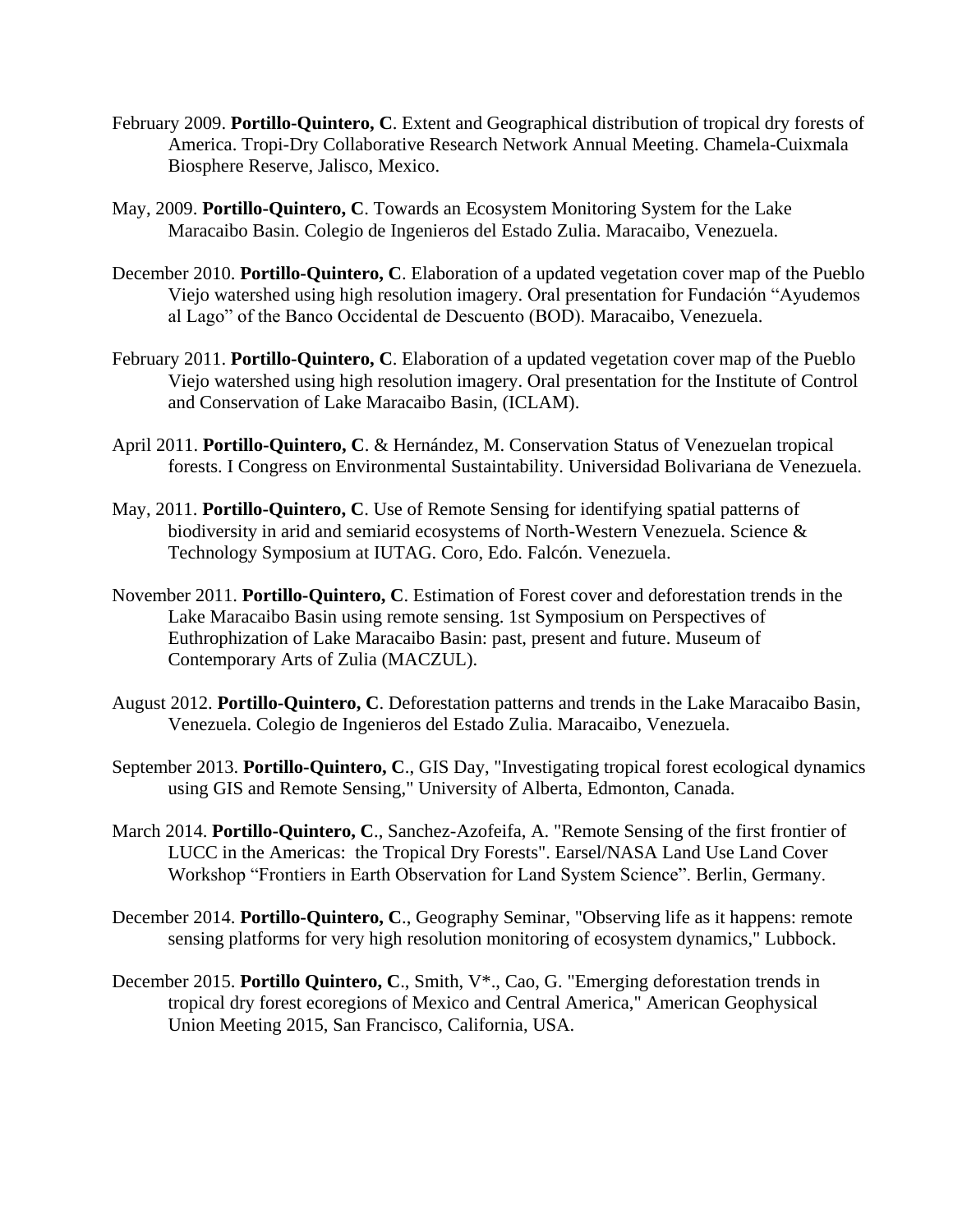February 2009. **Portillo-Quintero, C**. Extent and Geographical distribution of tropical dry forests of America. Tropi-Dry Collaborative Research Network Annual Meeting. Chamela-Cuixmala Biosphere Reserve, Jalisco, Mexico.

May, 2009. **Portillo-Quintero, C**. Towards an Ecosystem Monitoring System for the Lake Maracaibo Basin. Colegio de Ingenieros del Estado Zulia. Maracaibo, Venezuela.

December 2010. **Portillo-Quintero, C**. Elaboration of a updated vegetation cover map of the Pueblo Viejo watershed using high resolution imagery. Oral presentation for Fundación "Ayudemos al Lago" of the Banco Occidental de Descuento (BOD). Maracaibo, Venezuela.

February 2011. **Portillo-Quintero, C**. Elaboration of a updated vegetation cover map of the Pueblo Viejo watershed using high resolution imagery. Oral presentation for the Institute of Control and Conservation of Lake Maracaibo Basin, (ICLAM).

April 2011. **Portillo-Quintero, C**. & Hernández, M. Conservation Status of Venezuelan tropical forests. I Congress on Environmental Sustaintability. Universidad Bolivariana de Venezuela.

May, 2011. **Portillo-Quintero, C**. Use of Remote Sensing for identifying spatial patterns of biodiversity in arid and semiarid ecosystems of North-Western Venezuela. Science & Technology Symposium at IUTAG. Coro, Edo. Falcón. Venezuela.

November 2011. **Portillo-Quintero, C**. Estimation of Forest cover and deforestation trends in the Lake Maracaibo Basin using remote sensing. 1st Symposium on Perspectives of Euthrophization of Lake Maracaibo Basin: past, present and future. Museum of Contemporary Arts of Zulia (MACZUL).

August 2012. **Portillo-Quintero, C**. Deforestation patterns and trends in the Lake Maracaibo Basin, Venezuela. Colegio de Ingenieros del Estado Zulia. Maracaibo, Venezuela.

September 2013. **Portillo-Quintero, C**., GIS Day, "Investigating tropical forest ecological dynamics using GIS and Remote Sensing," University of Alberta, Edmonton, Canada.

March 2014. **Portillo-Quintero, C**., Sanchez-Azofeifa, A. "Remote Sensing of the first frontier of LUCC in the Americas: the Tropical Dry Forests". Earsel/NASA Land Use Land Cover Workshop "Frontiers in Earth Observation for Land System Science". Berlin, Germany.

December 2014. **Portillo-Quintero, C**., Geography Seminar, "Observing life as it happens: remote sensing platforms for very high resolution monitoring of ecosystem dynamics," Lubbock.

December 2015. **Portillo Quintero, C**., Smith, V*., Cao, G. "Emerging deforestation trends in tropical dry forest ecoregions of Mexico and Central America," American Geophysical Union Meeting 2015, San Francisco, California, USA.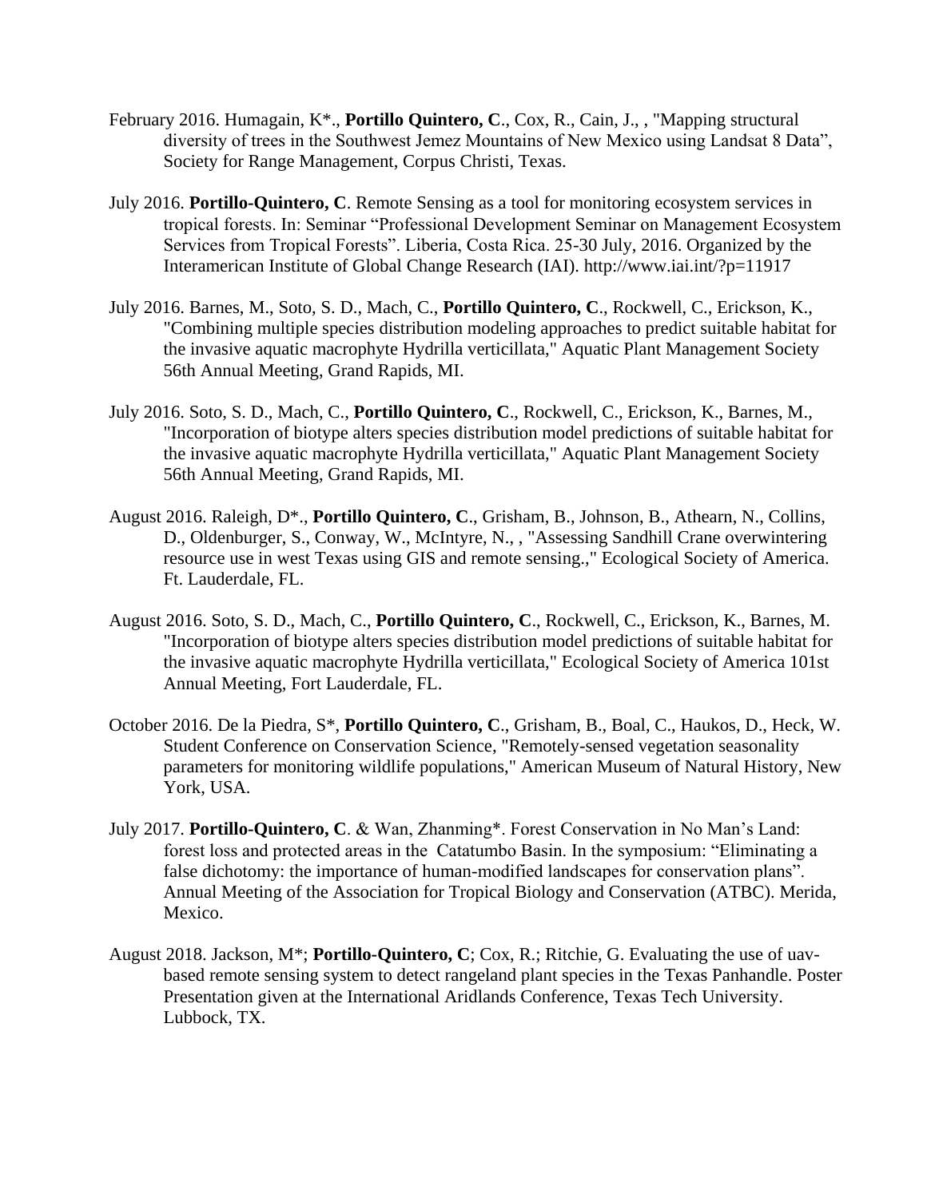February 2016. Humagain, K*., **Portillo Quintero, C**., Cox, R., Cain, J., , "Mapping structural diversity of trees in the Southwest Jemez Mountains of New Mexico using Landsat 8 Data", Society for Range Management, Corpus Christi, Texas.

July 2016. **Portillo-Quintero, C**. Remote Sensing as a tool for monitoring ecosystem services in tropical forests. In: Seminar "Professional Development Seminar on Management Ecosystem Services from Tropical Forests". Liberia, Costa Rica. 25-30 July, 2016. Organized by the Interamerican Institute of Global Change Research (IAI). http://www.iai.int/?p=11917

July 2016. Barnes, M., Soto, S. D., Mach, C., **Portillo Quintero, C**., Rockwell, C., Erickson, K., "Combining multiple species distribution modeling approaches to predict suitable habitat for the invasive aquatic macrophyte Hydrilla verticillata," Aquatic Plant Management Society 56th Annual Meeting, Grand Rapids, MI.

July 2016. Soto, S. D., Mach, C., **Portillo Quintero, C**., Rockwell, C., Erickson, K., Barnes, M., "Incorporation of biotype alters species distribution model predictions of suitable habitat for the invasive aquatic macrophyte Hydrilla verticillata," Aquatic Plant Management Society 56th Annual Meeting, Grand Rapids, MI.

August 2016. Raleigh, D*., **Portillo Quintero, C**., Grisham, B., Johnson, B., Athearn, N., Collins, D., Oldenburger, S., Conway, W., McIntyre, N., , "Assessing Sandhill Crane overwintering resource use in west Texas using GIS and remote sensing.," Ecological Society of America. Ft. Lauderdale, FL.

August 2016. Soto, S. D., Mach, C., **Portillo Quintero, C**., Rockwell, C., Erickson, K., Barnes, M. "Incorporation of biotype alters species distribution model predictions of suitable habitat for the invasive aquatic macrophyte Hydrilla verticillata," Ecological Society of America 101st Annual Meeting, Fort Lauderdale, FL.

October 2016. De la Piedra, S*, **Portillo Quintero, C**., Grisham, B., Boal, C., Haukos, D., Heck, W. Student Conference on Conservation Science, "Remotely-sensed vegetation seasonality parameters for monitoring wildlife populations," American Museum of Natural History, New York, USA.

July 2017. **Portillo-Quintero, C**. & Wan, Zhanming*. Forest Conservation in No Man's Land: forest loss and protected areas in the Catatumbo Basin. In the symposium: "Eliminating a false dichotomy: the importance of human-modified landscapes for conservation plans". Annual Meeting of the Association for Tropical Biology and Conservation (ATBC). Merida, Mexico.

August 2018. Jackson, M*; **Portillo-Quintero, C**; Cox, R.; Ritchie, G. Evaluating the use of uav-based remote sensing system to detect rangeland plant species in the Texas Panhandle. Poster Presentation given at the International Aridlands Conference, Texas Tech University. Lubbock, TX.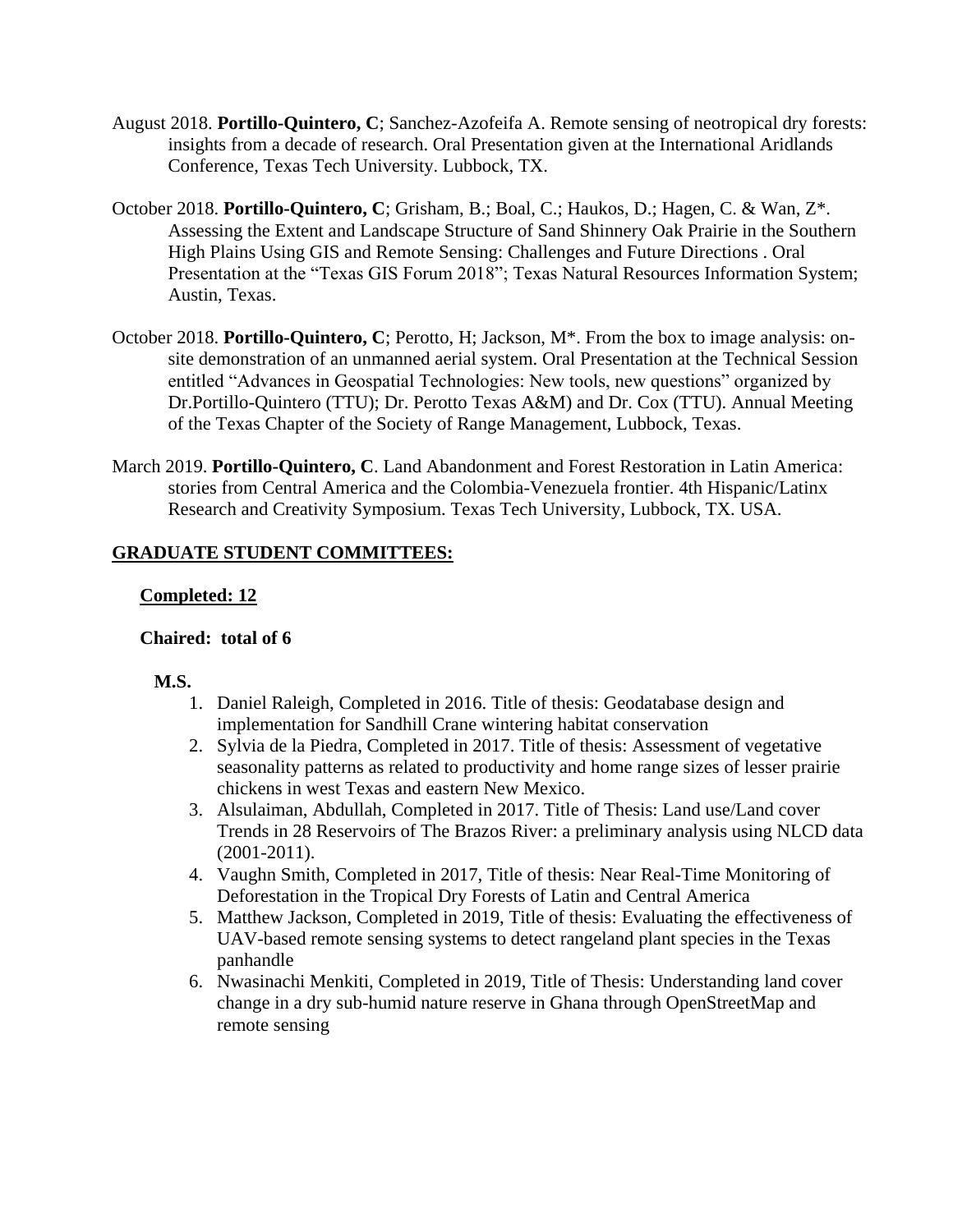August 2018. **Portillo-Quintero, C**; Sanchez-Azofeifa A. Remote sensing of neotropical dry forests: insights from a decade of research. Oral Presentation given at the International Aridlands Conference, Texas Tech University. Lubbock, TX.

October 2018. **Portillo-Quintero, C**; Grisham, B.; Boal, C.; Haukos, D.; Hagen, C. & Wan, Z*. Assessing the Extent and Landscape Structure of Sand Shinnery Oak Prairie in the Southern High Plains Using GIS and Remote Sensing: Challenges and Future Directions . Oral Presentation at the "Texas GIS Forum 2018"; Texas Natural Resources Information System; Austin, Texas.

October 2018. **Portillo-Quintero, C**; Perotto, H; Jackson, M*. From the box to image analysis: on-site demonstration of an unmanned aerial system. Oral Presentation at the Technical Session entitled "Advances in Geospatial Technologies: New tools, new questions" organized by Dr.Portillo-Quintero (TTU); Dr. Perotto Texas A&M) and Dr. Cox (TTU). Annual Meeting of the Texas Chapter of the Society of Range Management, Lubbock, Texas.

March 2019. **Portillo-Quintero, C**. Land Abandonment and Forest Restoration in Latin America: stories from Central America and the Colombia-Venezuela frontier. 4th Hispanic/Latinx Research and Creativity Symposium. Texas Tech University, Lubbock, TX. USA.

## GRADUATE STUDENT COMMITTEES:

### Completed: 12

### Chaired: total of 6

**M.S.**

1. Daniel Raleigh, Completed in 2016. Title of thesis: Geodatabase design and implementation for Sandhill Crane wintering habitat conservation
2. Sylvia de la Piedra, Completed in 2017. Title of thesis: Assessment of vegetative seasonality patterns as related to productivity and home range sizes of lesser prairie chickens in west Texas and eastern New Mexico.
3. Alsulaiman, Abdullah, Completed in 2017. Title of Thesis: Land use/Land cover Trends in 28 Reservoirs of The Brazos River: a preliminary analysis using NLCD data (2001-2011).
4. Vaughn Smith, Completed in 2017, Title of thesis: Near Real-Time Monitoring of Deforestation in the Tropical Dry Forests of Latin and Central America
5. Matthew Jackson, Completed in 2019, Title of thesis: Evaluating the effectiveness of UAV-based remote sensing systems to detect rangeland plant species in the Texas panhandle
6. Nwasinachi Menkiti, Completed in 2019, Title of Thesis: Understanding land cover change in a dry sub-humid nature reserve in Ghana through OpenStreetMap and remote sensing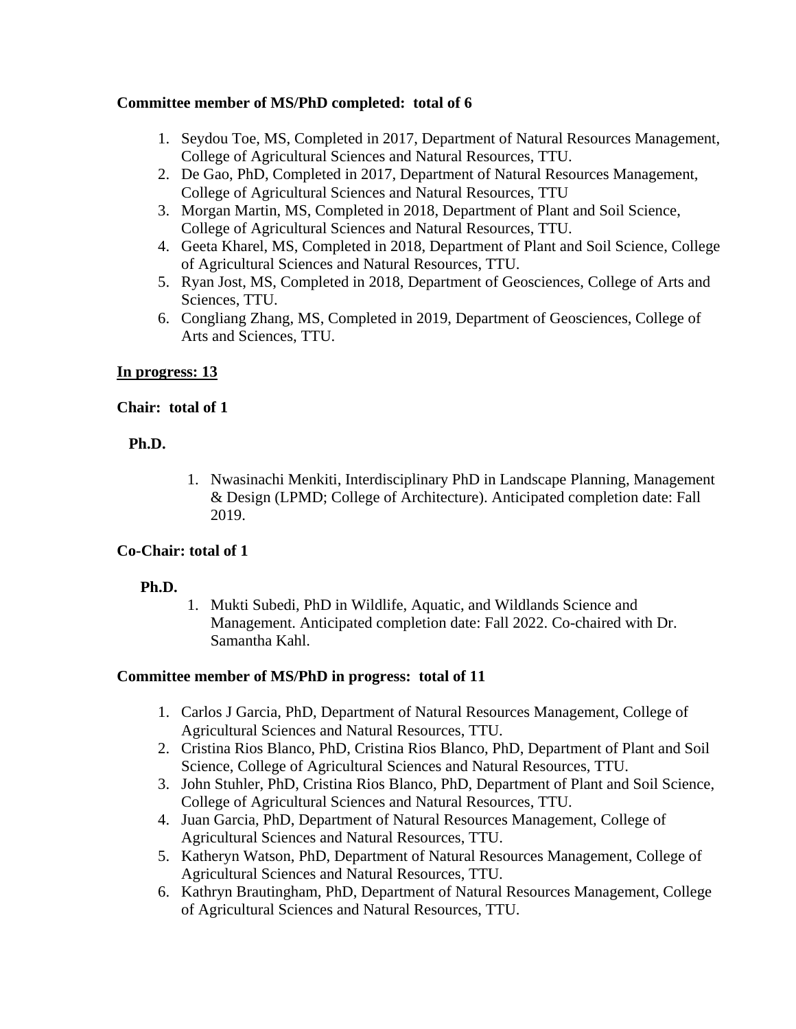**Committee member of MS/PhD completed: total of 6**

1. Seydou Toe, MS, Completed in 2017, Department of Natural Resources Management, College of Agricultural Sciences and Natural Resources, TTU.
2. De Gao, PhD, Completed in 2017, Department of Natural Resources Management, College of Agricultural Sciences and Natural Resources, TTU
3. Morgan Martin, MS, Completed in 2018, Department of Plant and Soil Science, College of Agricultural Sciences and Natural Resources, TTU.
4. Geeta Kharel, MS, Completed in 2018, Department of Plant and Soil Science, College of Agricultural Sciences and Natural Resources, TTU.
5. Ryan Jost, MS, Completed in 2018, Department of Geosciences, College of Arts and Sciences, TTU.
6. Congliang Zhang, MS, Completed in 2019, Department of Geosciences, College of Arts and Sciences, TTU.

**In progress: 13**

**Chair: total of 1**

**Ph.D.**

1. Nwasinachi Menkiti, Interdisciplinary PhD in Landscape Planning, Management & Design (LPMD; College of Architecture). Anticipated completion date: Fall 2019.

**Co-Chair: total of 1**

**Ph.D.**

1. Mukti Subedi, PhD in Wildlife, Aquatic, and Wildlands Science and Management. Anticipated completion date: Fall 2022. Co-chaired with Dr. Samantha Kahl.

**Committee member of MS/PhD in progress: total of 11**

1. Carlos J Garcia, PhD, Department of Natural Resources Management, College of Agricultural Sciences and Natural Resources, TTU.
2. Cristina Rios Blanco, PhD, Cristina Rios Blanco, PhD, Department of Plant and Soil Science, College of Agricultural Sciences and Natural Resources, TTU.
3. John Stuhler, PhD, Cristina Rios Blanco, PhD, Department of Plant and Soil Science, College of Agricultural Sciences and Natural Resources, TTU.
4. Juan Garcia, PhD, Department of Natural Resources Management, College of Agricultural Sciences and Natural Resources, TTU.
5. Katheryn Watson, PhD, Department of Natural Resources Management, College of Agricultural Sciences and Natural Resources, TTU.
6. Kathryn Brautingham, PhD, Department of Natural Resources Management, College of Agricultural Sciences and Natural Resources, TTU.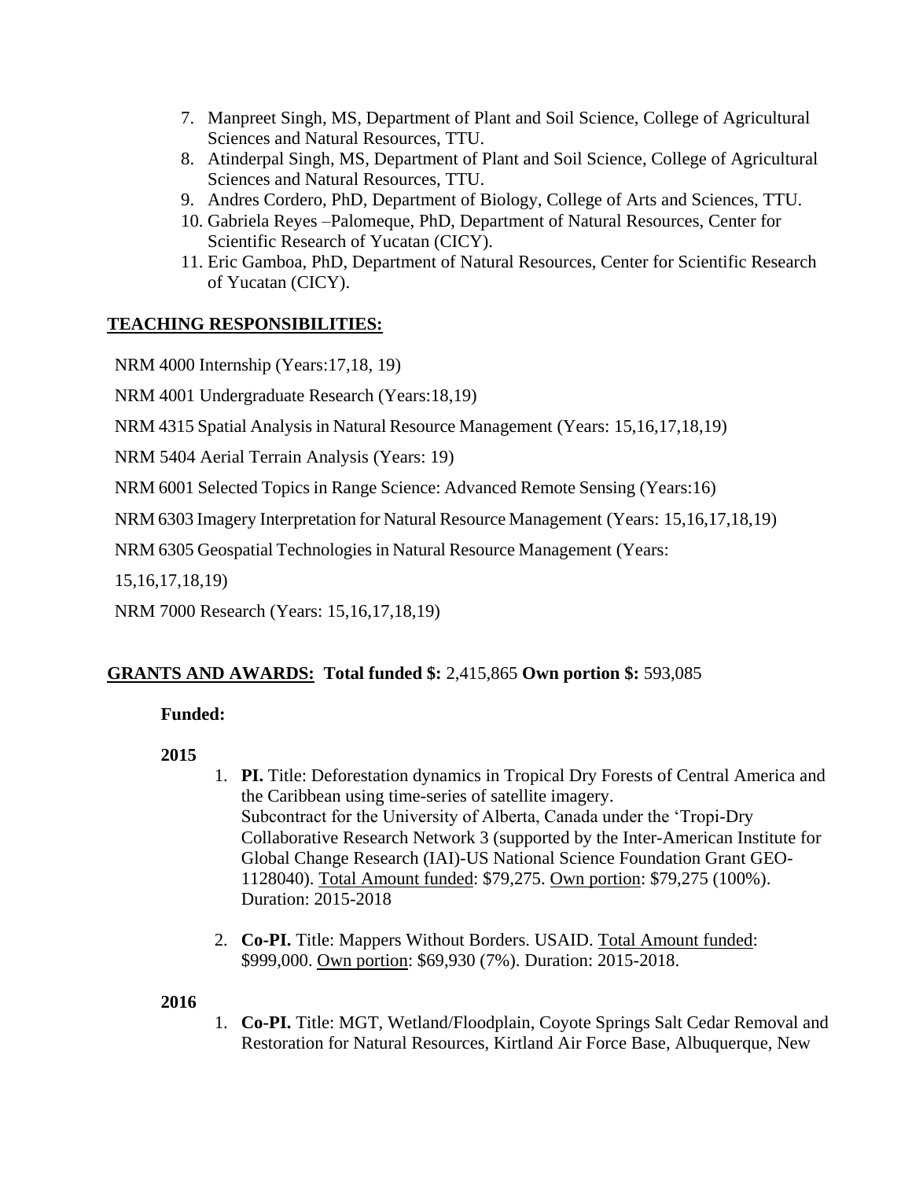7. Manpreet Singh, MS, Department of Plant and Soil Science, College of Agricultural Sciences and Natural Resources, TTU.
8. Atinderpal Singh, MS, Department of Plant and Soil Science, College of Agricultural Sciences and Natural Resources, TTU.
9. Andres Cordero, PhD, Department of Biology, College of Arts and Sciences, TTU.
10. Gabriela Reyes –Palomeque, PhD, Department of Natural Resources, Center for Scientific Research of Yucatan (CICY).
11. Eric Gamboa, PhD, Department of Natural Resources, Center for Scientific Research of Yucatan (CICY).

## TEACHING RESPONSIBILITIES:

NRM 4000 Internship (Years:17,18, 19)

NRM 4001 Undergraduate Research (Years:18,19)

NRM 4315 Spatial Analysis in Natural Resource Management (Years: 15,16,17,18,19)

NRM 5404 Aerial Terrain Analysis (Years: 19)

NRM 6001 Selected Topics in Range Science: Advanced Remote Sensing (Years:16)

NRM 6303 Imagery Interpretation for Natural Resource Management (Years: 15,16,17,18,19)

NRM 6305 Geospatial Technologies in Natural Resource Management (Years: 15,16,17,18,19)

NRM 7000 Research (Years: 15,16,17,18,19)

## GRANTS AND AWARDS: **Total funded $:** 2,415,865 **Own portion $:** 593,085

### Funded:

**2015**

1. **PI.** Title: Deforestation dynamics in Tropical Dry Forests of Central America and the Caribbean using time-series of satellite imagery.
   Subcontract for the University of Alberta, Canada under the 'Tropi-Dry Collaborative Research Network 3 (supported by the Inter-American Institute for Global Change Research (IAI)-US National Science Foundation Grant GEO-1128040). Total Amount funded: $79,275. Own portion: $79,275 (100%). Duration: 2015-2018

2. **Co-PI.** Title: Mappers Without Borders. USAID. Total Amount funded: $999,000. Own portion: $69,930 (7%). Duration: 2015-2018.

**2016**

1. **Co-PI.** Title: MGT, Wetland/Floodplain, Coyote Springs Salt Cedar Removal and Restoration for Natural Resources, Kirtland Air Force Base, Albuquerque, New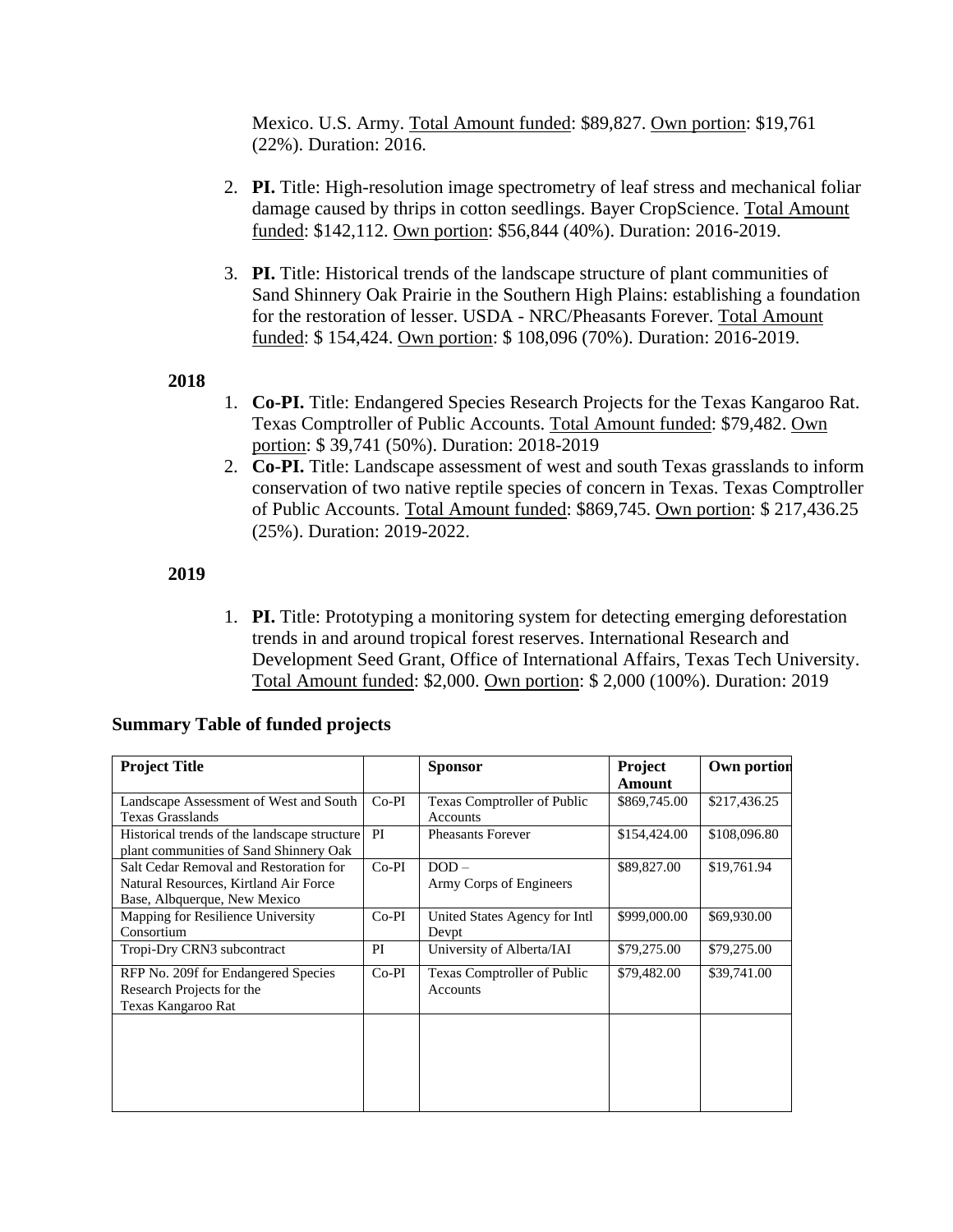Mexico. U.S. Army. Total Amount funded: $89,827. Own portion: $19,761 (22%). Duration: 2016.

2. **PI.** Title: High-resolution image spectrometry of leaf stress and mechanical foliar damage caused by thrips in cotton seedlings. Bayer CropScience. Total Amount funded: $142,112. Own portion: $56,844 (40%). Duration: 2016-2019.

3. **PI.** Title: Historical trends of the landscape structure of plant communities of Sand Shinnery Oak Prairie in the Southern High Plains: establishing a foundation for the restoration of lesser. USDA - NRC/Pheasants Forever. Total Amount funded: $ 154,424. Own portion: $ 108,096 (70%). Duration: 2016-2019.

**2018**

1. **Co-PI.** Title: Endangered Species Research Projects for the Texas Kangaroo Rat. Texas Comptroller of Public Accounts. Total Amount funded: $79,482. Own portion: $ 39,741 (50%). Duration: 2018-2019
2. **Co-PI.** Title: Landscape assessment of west and south Texas grasslands to inform conservation of two native reptile species of concern in Texas. Texas Comptroller of Public Accounts. Total Amount funded: $869,745. Own portion: $ 217,436.25 (25%). Duration: 2019-2022.

**2019**

1. **PI.** Title: Prototyping a monitoring system for detecting emerging deforestation trends in and around tropical forest reserves. International Research and Development Seed Grant, Office of International Affairs, Texas Tech University. Total Amount funded: $2,000. Own portion: $ 2,000 (100%). Duration: 2019

**Summary Table of funded projects**

| Project Title | | Sponsor | Project Amount | Own portion |
|---|---|---|---|---|
| Landscape Assessment of West and South Texas Grasslands | Co-PI | Texas Comptroller of Public Accounts | $869,745.00 | $217,436.25 |
| Historical trends of the landscape structure plant communities of Sand Shinnery Oak | PI | Pheasants Forever | $154,424.00 | $108,096.80 |
| Salt Cedar Removal and Restoration for Natural Resources, Kirtland Air Force Base, Albquerque, New Mexico | Co-PI | DOD – Army Corps of Engineers | $89,827.00 | $19,761.94 |
| Mapping for Resilience University Consortium | Co-PI | United States Agency for Intl Devpt | $999,000.00 | $69,930.00 |
| Tropi-Dry CRN3 subcontract | PI | University of Alberta/IAI | $79,275.00 | $79,275.00 |
| RFP No. 209f for Endangered Species Research Projects for the Texas Kangaroo Rat | Co-PI | Texas Comptroller of Public Accounts | $79,482.00 | $39,741.00 |
| | | | | |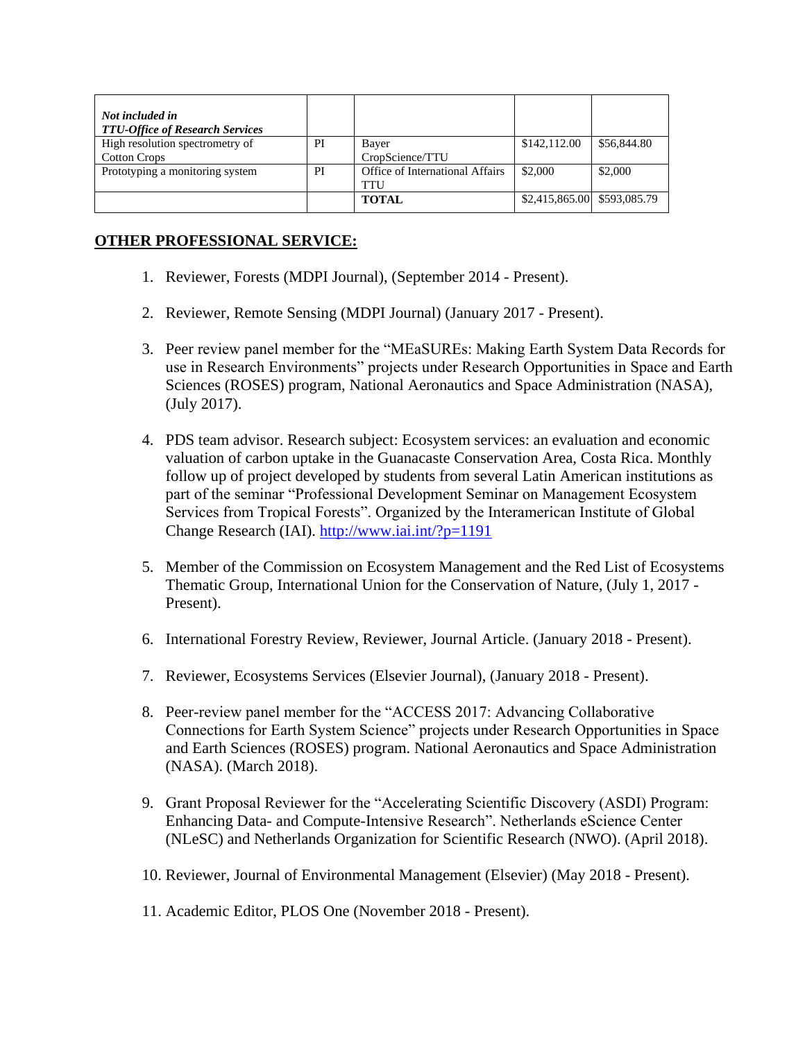| ***Not included in TTU-Office of Research Services*** | | | | |
|---|---|---|---|---|
| High resolution spectrometry of Cotton Crops | PI | Bayer CropScience/TTU | $142,112.00 | $56,844.80 |
| Prototyping a monitoring system | PI | Office of International Affairs TTU | $2,000 | $2,000 |
| | | **TOTAL** | $2,415,865.00 | $593,085.79 |

## OTHER PROFESSIONAL SERVICE:

1. Reviewer, Forests (MDPI Journal), (September 2014 - Present).

2. Reviewer, Remote Sensing (MDPI Journal) (January 2017 - Present).

3. Peer review panel member for the "MEaSUREs: Making Earth System Data Records for use in Research Environments" projects under Research Opportunities in Space and Earth Sciences (ROSES) program, National Aeronautics and Space Administration (NASA), (July 2017).

4. PDS team advisor. Research subject: Ecosystem services: an evaluation and economic valuation of carbon uptake in the Guanacaste Conservation Area, Costa Rica. Monthly follow up of project developed by students from several Latin American institutions as part of the seminar "Professional Development Seminar on Management Ecosystem Services from Tropical Forests". Organized by the Interamerican Institute of Global Change Research (IAI). http://www.iai.int/?p=1191

5. Member of the Commission on Ecosystem Management and the Red List of Ecosystems Thematic Group, International Union for the Conservation of Nature, (July 1, 2017 - Present).

6. International Forestry Review, Reviewer, Journal Article. (January 2018 - Present).

7. Reviewer, Ecosystems Services (Elsevier Journal), (January 2018 - Present).

8. Peer-review panel member for the "ACCESS 2017: Advancing Collaborative Connections for Earth System Science" projects under Research Opportunities in Space and Earth Sciences (ROSES) program. National Aeronautics and Space Administration (NASA). (March 2018).

9. Grant Proposal Reviewer for the "Accelerating Scientific Discovery (ASDI) Program: Enhancing Data- and Compute-Intensive Research". Netherlands eScience Center (NLeSC) and Netherlands Organization for Scientific Research (NWO). (April 2018).

10. Reviewer, Journal of Environmental Management (Elsevier) (May 2018 - Present).

11. Academic Editor, PLOS One (November 2018 - Present).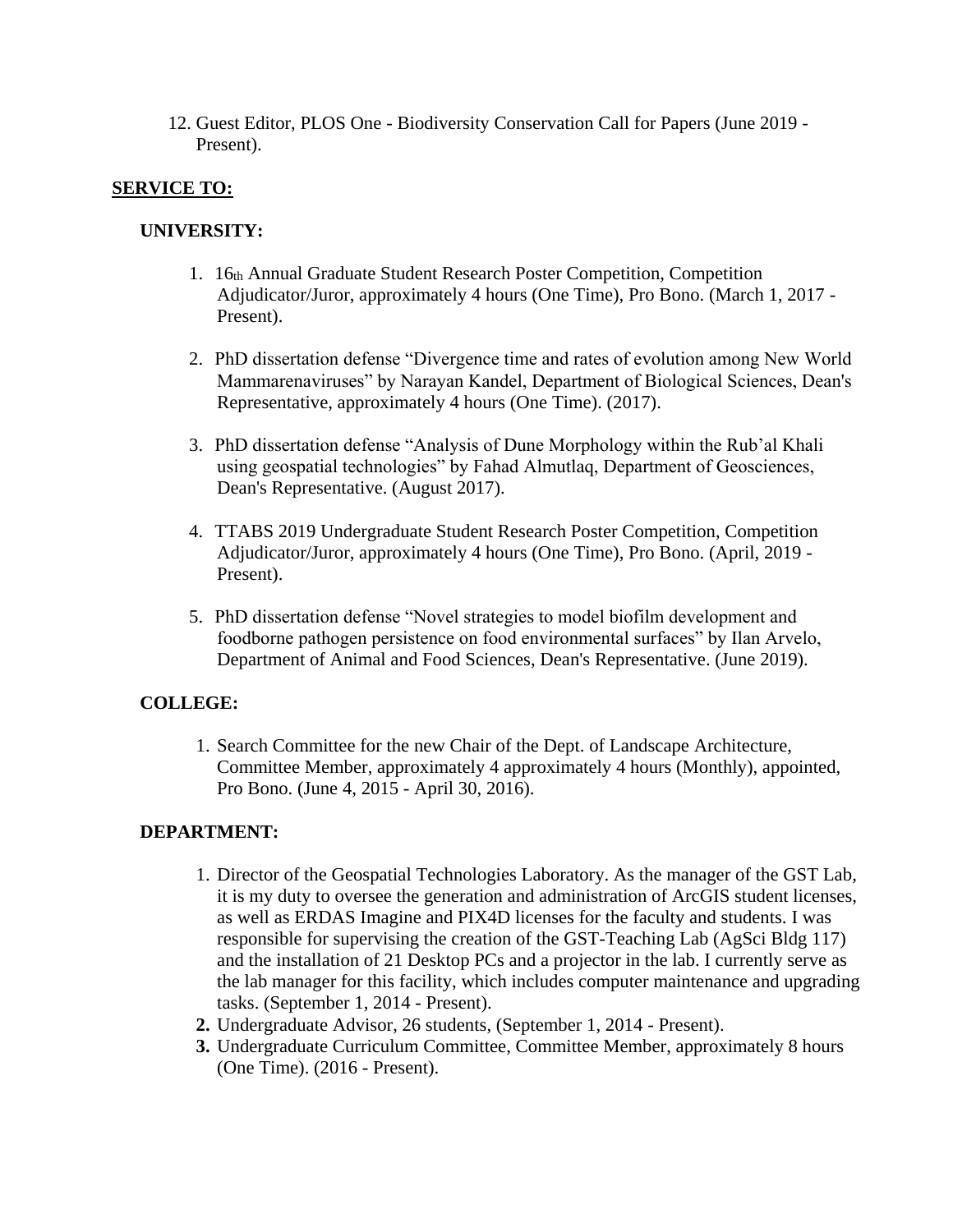12. Guest Editor, PLOS One - Biodiversity Conservation Call for Papers (June 2019 - Present).

**SERVICE TO:**

**UNIVERSITY:**

1. 16th Annual Graduate Student Research Poster Competition, Competition Adjudicator/Juror, approximately 4 hours (One Time), Pro Bono. (March 1, 2017 - Present).

2. PhD dissertation defense "Divergence time and rates of evolution among New World Mammarenaviruses" by Narayan Kandel, Department of Biological Sciences, Dean's Representative, approximately 4 hours (One Time). (2017).

3. PhD dissertation defense "Analysis of Dune Morphology within the Rub'al Khali using geospatial technologies" by Fahad Almutlaq, Department of Geosciences, Dean's Representative. (August 2017).

4. TTABS 2019 Undergraduate Student Research Poster Competition, Competition Adjudicator/Juror, approximately 4 hours (One Time), Pro Bono. (April, 2019 - Present).

5. PhD dissertation defense "Novel strategies to model biofilm development and foodborne pathogen persistence on food environmental surfaces" by Ilan Arvelo, Department of Animal and Food Sciences, Dean's Representative. (June 2019).

**COLLEGE:**

1. Search Committee for the new Chair of the Dept. of Landscape Architecture, Committee Member, approximately 4 approximately 4 hours (Monthly), appointed, Pro Bono. (June 4, 2015 - April 30, 2016).

**DEPARTMENT:**

1. Director of the Geospatial Technologies Laboratory. As the manager of the GST Lab, it is my duty to oversee the generation and administration of ArcGIS student licenses, as well as ERDAS Imagine and PIX4D licenses for the faculty and students. I was responsible for supervising the creation of the GST-Teaching Lab (AgSci Bldg 117) and the installation of 21 Desktop PCs and a projector in the lab. I currently serve as the lab manager for this facility, which includes computer maintenance and upgrading tasks. (September 1, 2014 - Present).
2. Undergraduate Advisor, 26 students, (September 1, 2014 - Present).
3. Undergraduate Curriculum Committee, Committee Member, approximately 8 hours (One Time). (2016 - Present).